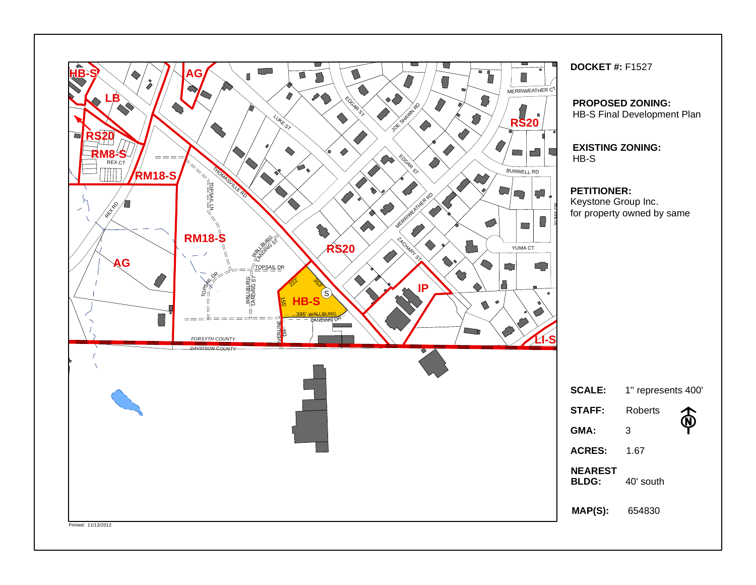**DOCKET #:** F1527

**PROPOSED ZONING:**
HB-S Final Development Plan

**EXISTING ZONING:**
HB-S

**PETITIONER:**
Keystone Group Inc.
for property owned by same

HB-S
AG
LB
RS20
RM8-S
REX CT
RM18-S
THOMASVILLE RD
TOPSAIL LN
REX RD
RM18-S
AG
WALLBURG LANDING ST
TOPSAIL DR
TOPSAIL DR
WALLBURG LANDING ST
RS20
222
353
S
155'
HB-S
395' WALLBURG LANDING DR
OVERLINE DR
FORSYTH COUNTY
DAVIDSON COUNTY
LUKE ST
EDGAR ST
JOE SHAWN RD
EDGAR ST
MERRIWEATHER RD
ZACHARY ST
IP
MERRIWEATHER CT
RS20
BURWELL RD
YUMA DR
YUMA CT
LI-S

| | |
|---|---|
| **SCALE:** | 1" represents 400' |
| **STAFF:** | Roberts |
| **GMA:** | 3 |
| **ACRES:** | 1.67 |
| **NEAREST BLDG:** | 40' south |
| **MAP(S):** | 654830 |

Printed: 11/13/2012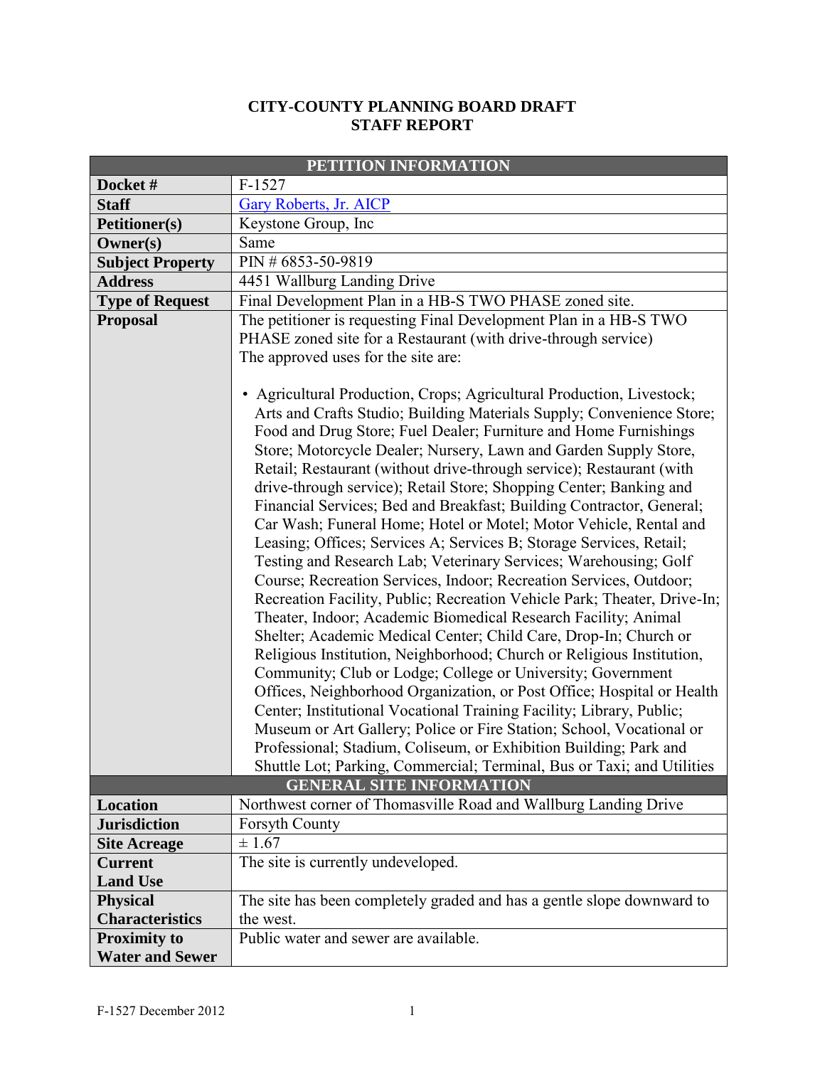# CITY-COUNTY PLANNING BOARD DRAFT STAFF REPORT

| PETITION INFORMATION | |
|---|---|
| **Docket #** | F-1527 |
| **Staff** | Gary Roberts, Jr. AICP |
| **Petitioner(s)** | Keystone Group, Inc |
| **Owner(s)** | Same |
| **Subject Property** | PIN # 6853-50-9819 |
| **Address** | 4451 Wallburg Landing Drive |
| **Type of Request** | Final Development Plan in a HB-S TWO PHASE zoned site. |
| **Proposal** | The petitioner is requesting Final Development Plan in a HB-S TWO PHASE zoned site for a Restaurant (with drive-through service)<br>The approved uses for the site are:<br><br>• Agricultural Production, Crops; Agricultural Production, Livestock; Arts and Crafts Studio; Building Materials Supply; Convenience Store; Food and Drug Store; Fuel Dealer; Furniture and Home Furnishings Store; Motorcycle Dealer; Nursery, Lawn and Garden Supply Store, Retail; Restaurant (without drive-through service); Restaurant (with drive-through service); Retail Store; Shopping Center; Banking and Financial Services; Bed and Breakfast; Building Contractor, General; Car Wash; Funeral Home; Hotel or Motel; Motor Vehicle, Rental and Leasing; Offices; Services A; Services B; Storage Services, Retail; Testing and Research Lab; Veterinary Services; Warehousing; Golf Course; Recreation Services, Indoor; Recreation Services, Outdoor; Recreation Facility, Public; Recreation Vehicle Park; Theater, Drive-In; Theater, Indoor; Academic Biomedical Research Facility; Animal Shelter; Academic Medical Center; Child Care, Drop-In; Church or Religious Institution, Neighborhood; Church or Religious Institution, Community; Club or Lodge; College or University; Government Offices, Neighborhood Organization, or Post Office; Hospital or Health Center; Institutional Vocational Training Facility; Library, Public; Museum or Art Gallery; Police or Fire Station; School, Vocational or Professional; Stadium, Coliseum, or Exhibition Building; Park and Shuttle Lot; Parking, Commercial; Terminal, Bus or Taxi; and Utilities |
| **GENERAL SITE INFORMATION** | |
| **Location** | Northwest corner of Thomasville Road and Wallburg Landing Drive |
| **Jurisdiction** | Forsyth County |
| **Site Acreage** | ± 1.67 |
| **Current Land Use** | The site is currently undeveloped. |
| **Physical Characteristics** | The site has been completely graded and has a gentle slope downward to the west. |
| **Proximity to Water and Sewer** | Public water and sewer are available. |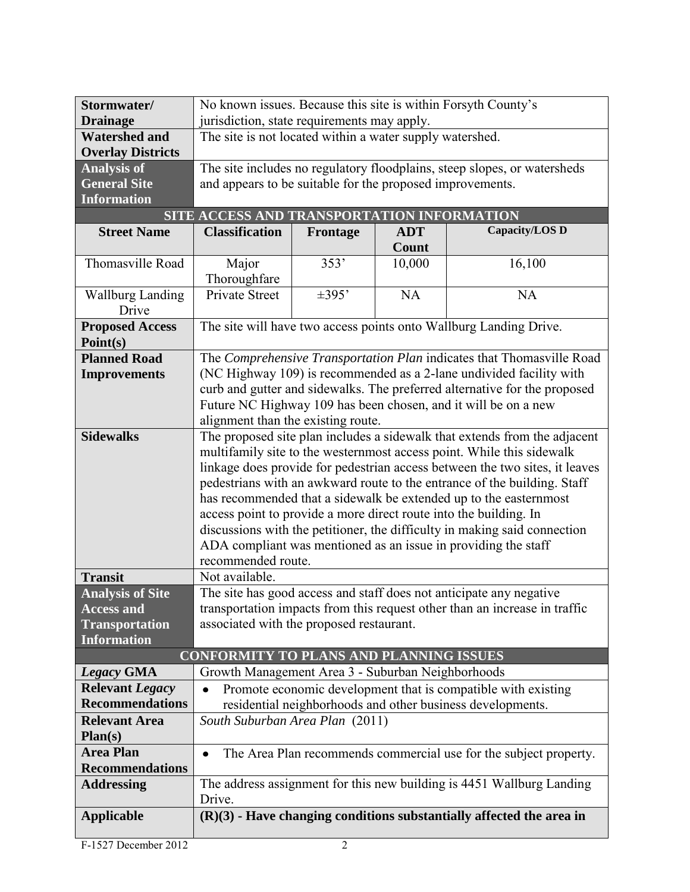| | | | | |
|---|---|---|---|---|
| **Stormwater/ Drainage** | No known issues. Because this site is within Forsyth County's jurisdiction, state requirements may apply. | | | |
| **Watershed and Overlay Districts** | The site is not located within a water supply watershed. | | | |
| **Analysis of General Site Information** | The site includes no regulatory floodplains, steep slopes, or watersheds and appears to be suitable for the proposed improvements. | | | |
| **SITE ACCESS AND TRANSPORTATION INFORMATION** | | | | |
| **Street Name** | **Classification** | **Frontage** | **ADT Count** | **Capacity/LOS D** |
| Thomasville Road | Major Thoroughfare | 353' | 10,000 | 16,100 |
| Wallburg Landing Drive | Private Street | ±395' | NA | NA |
| **Proposed Access Point(s)** | The site will have two access points onto Wallburg Landing Drive. | | | |
| **Planned Road Improvements** | The *Comprehensive Transportation Plan* indicates that Thomasville Road (NC Highway 109) is recommended as a 2-lane undivided facility with curb and gutter and sidewalks. The preferred alternative for the proposed Future NC Highway 109 has been chosen, and it will be on a new alignment than the existing route. | | | |
| **Sidewalks** | The proposed site plan includes a sidewalk that extends from the adjacent multifamily site to the westernmost access point. While this sidewalk linkage does provide for pedestrian access between the two sites, it leaves pedestrians with an awkward route to the entrance of the building. Staff has recommended that a sidewalk be extended up to the easternmost access point to provide a more direct route into the building. In discussions with the petitioner, the difficulty in making said connection ADA compliant was mentioned as an issue in providing the staff recommended route. | | | |
| **Transit** | Not available. | | | |
| **Analysis of Site Access and Transportation Information** | The site has good access and staff does not anticipate any negative transportation impacts from this request other than an increase in traffic associated with the proposed restaurant. | | | |
| **CONFORMITY TO PLANS AND PLANNING ISSUES** | | | | |
| ***Legacy* GMA** | Growth Management Area 3 - Suburban Neighborhoods | | | |
| **Relevant *Legacy* Recommendations** | • Promote economic development that is compatible with existing residential neighborhoods and other business developments. | | | |
| **Relevant Area Plan(s)** | *South Suburban Area Plan* (2011) | | | |
| **Area Plan Recommendations** | • The Area Plan recommends commercial use for the subject property. | | | |
| **Addressing** | The address assignment for this new building is 4451 Wallburg Landing Drive. | | | |
| **Applicable** | **(R)(3) - Have changing conditions substantially affected the area in** | | | |

F-1527 December 2012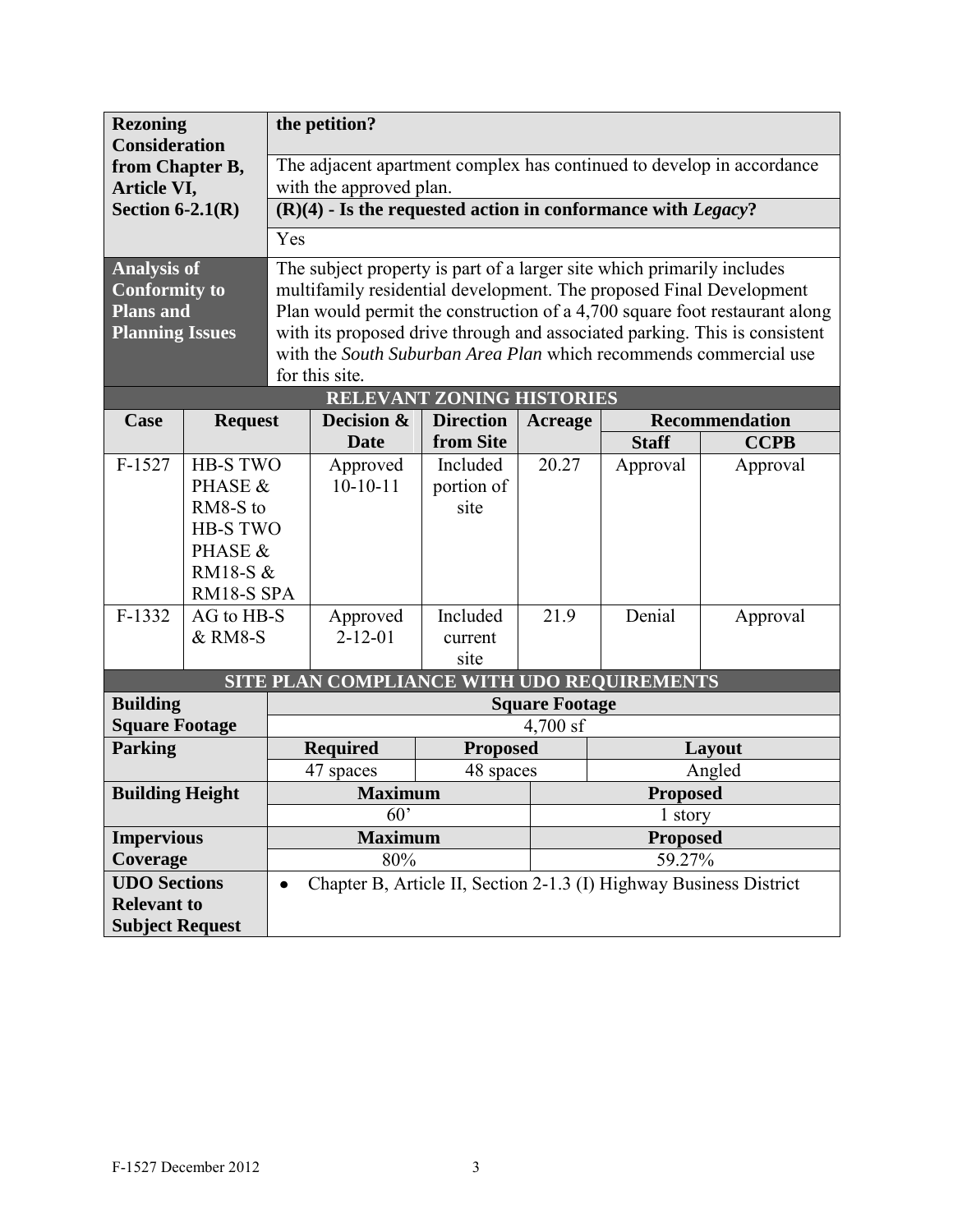| | |
|---|---|
| **Rezoning Consideration from Chapter B, Article VI, Section 6-2.1(R)** | **the petition?** |
| | The adjacent apartment complex has continued to develop in accordance with the approved plan. |
| | **(R)(4) - Is the requested action in conformance with *Legacy*?** |
| | Yes |
| **Analysis of Conformity to Plans and Planning Issues** | The subject property is part of a larger site which primarily includes multifamily residential development. The proposed Final Development Plan would permit the construction of a 4,700 square foot restaurant along with its proposed drive through and associated parking. This is consistent with the *South Suburban Area Plan* which recommends commercial use for this site. |

**RELEVANT ZONING HISTORIES**

| Case | Request | Decision & Date | Direction from Site | Acreage | Recommendation | |
|---|---|---|---|---|---|---|
| | | | | | **Staff** | **CCPB** |
| F-1527 | HB-S TWO PHASE & RM8-S to HB-S TWO PHASE & RM18-S & RM18-S SPA | Approved 10-10-11 | Included portion of site | 20.27 | Approval | Approval |
| F-1332 | AG to HB-S & RM8-S | Approved 2-12-01 | Included current site | 21.9 | Denial | Approval |

**SITE PLAN COMPLIANCE WITH UDO REQUIREMENTS**

| | | | |
|---|---|---|---|
| **Building Square Footage** | **Square Footage** | | |
| | 4,700 sf | | |
| **Parking** | **Required** | **Proposed** | **Layout** |
| | 47 spaces | 48 spaces | Angled |
| **Building Height** | **Maximum** | **Proposed** | |
| | 60' | 1 story | |
| **Impervious Coverage** | **Maximum** | **Proposed** | |
| | 80% | 59.27% | |
| **UDO Sections Relevant to Subject Request** | • Chapter B, Article II, Section 2-1.3 (I) Highway Business District | | |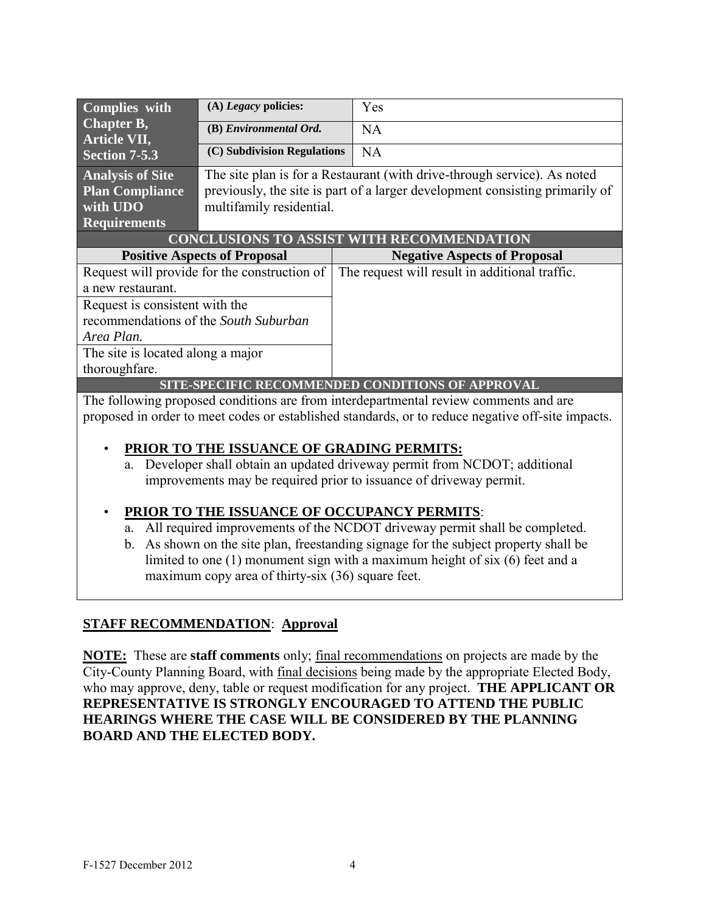| | | |
|---|---|---|
| **Complies with Chapter B, Article VII, Section 7-5.3** | **(A)** ***Legacy*** **policies:** | Yes |
| | **(B)** ***Environmental Ord.*** | NA |
| | **(C) Subdivision Regulations** | NA |
| **Analysis of Site Plan Compliance with UDO Requirements** | The site plan is for a Restaurant (with drive-through service). As noted previously, the site is part of a larger development consisting primarily of multifamily residential. | |

**CONCLUSIONS TO ASSIST WITH RECOMMENDATION**

| Positive Aspects of Proposal | Negative Aspects of Proposal |
|---|---|
| Request will provide for the construction of a new restaurant. | The request will result in additional traffic. |
| Request is consistent with the recommendations of the *South Suburban Area Plan.* | |
| The site is located along a major thoroughfare. | |

**SITE-SPECIFIC RECOMMENDED CONDITIONS OF APPROVAL**

The following proposed conditions are from interdepartmental review comments and are proposed in order to meet codes or established standards, or to reduce negative off-site impacts.

- **PRIOR TO THE ISSUANCE OF GRADING PERMITS:**
  a. Developer shall obtain an updated driveway permit from NCDOT; additional improvements may be required prior to issuance of driveway permit.

- **PRIOR TO THE ISSUANCE OF OCCUPANCY PERMITS**:
  a. All required improvements of the NCDOT driveway permit shall be completed.
  b. As shown on the site plan, freestanding signage for the subject property shall be limited to one (1) monument sign with a maximum height of six (6) feet and a maximum copy area of thirty-six (36) square feet.

**STAFF RECOMMENDATION**: **Approval**

**NOTE:** These are **staff comments** only; final recommendations on projects are made by the City-County Planning Board, with final decisions being made by the appropriate Elected Body, who may approve, deny, table or request modification for any project. **THE APPLICANT OR REPRESENTATIVE IS STRONGLY ENCOURAGED TO ATTEND THE PUBLIC HEARINGS WHERE THE CASE WILL BE CONSIDERED BY THE PLANNING BOARD AND THE ELECTED BODY.**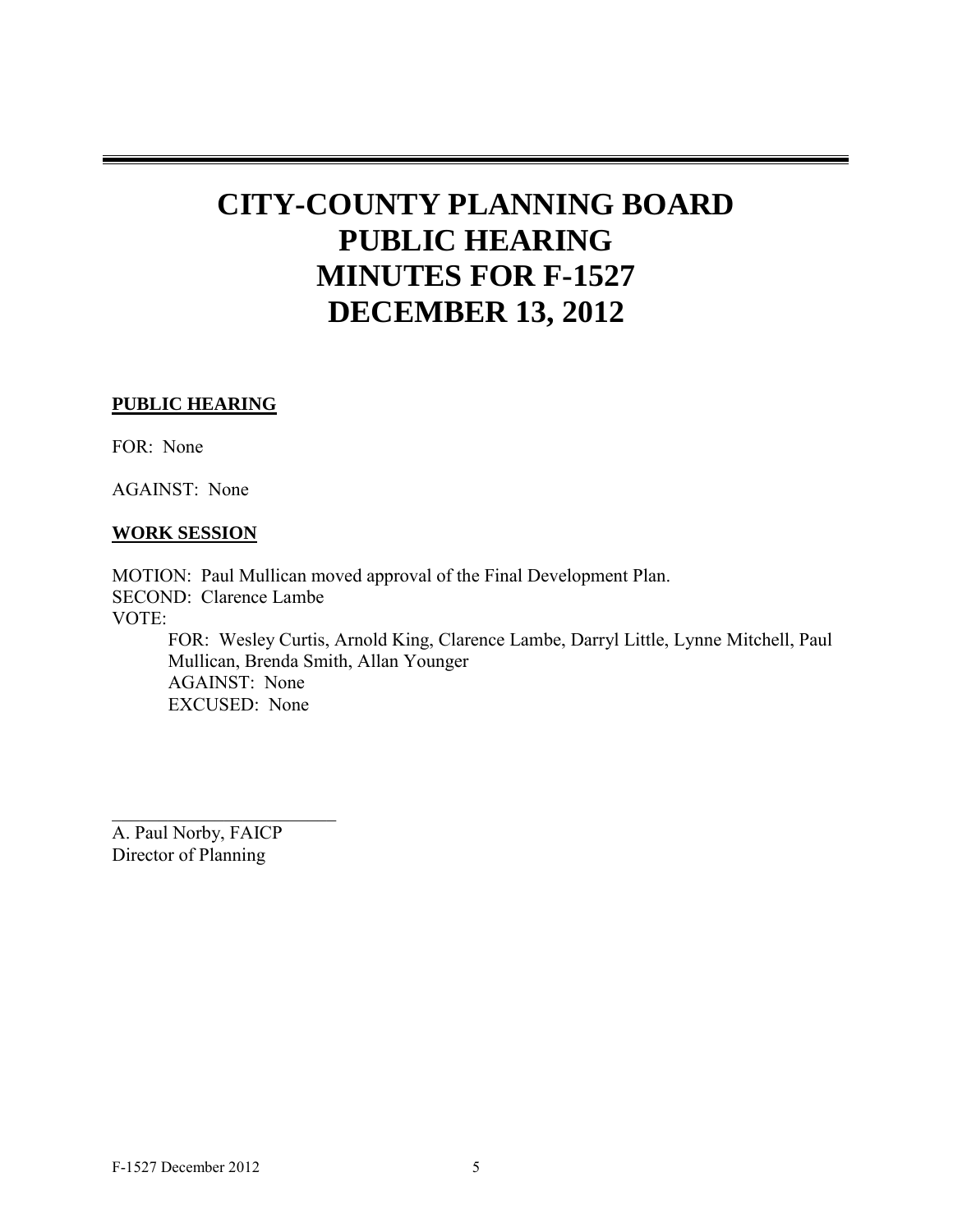# CITY-COUNTY PLANNING BOARD PUBLIC HEARING MINUTES FOR F-1527 DECEMBER 13, 2012

**PUBLIC HEARING**

FOR: None

AGAINST: None

**WORK SESSION**

MOTION: Paul Mullican moved approval of the Final Development Plan.
SECOND: Clarence Lambe
VOTE:

FOR: Wesley Curtis, Arnold King, Clarence Lambe, Darryl Little, Lynne Mitchell, Paul Mullican, Brenda Smith, Allan Younger
AGAINST: None
EXCUSED: None

\_\_\_\_\_\_\_\_\_\_\_\_\_\_\_\_\_\_\_\_\_\_\_\_\_\_

A. Paul Norby, FAICP
Director of Planning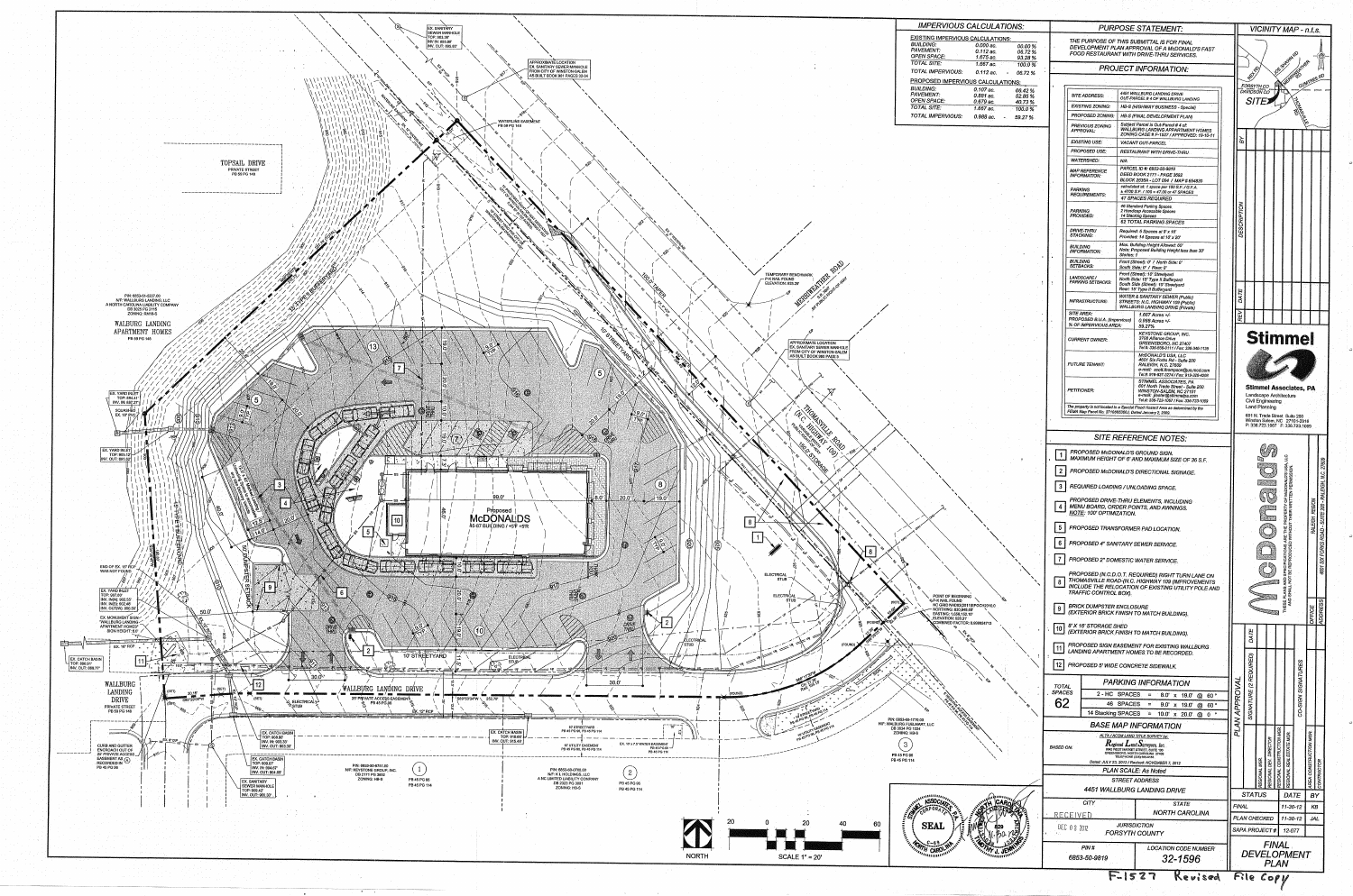## IMPERVIOUS CALCULATIONS:

| | | |
|---|---|---|
| **EXISTING IMPERVIOUS CALCULATIONS:** | | |
| BUILDING: | 0.000 ac. | 00.00 % |
| PAVEMENT: | 0.112 ac. | 06.72 % |
| OPEN SPACE: | 1.575 ac. | 93.28 % |
| TOTAL SITE: | 1.687 ac. | 100.0 % |
| TOTAL IMPERVIOUS: | 0.112 ac. | 06.72 % |
| **PROPOSED IMPERVIOUS CALCULATIONS:** | | |
| BUILDING: | 0.107 ac. | 06.42 % |
| PAVEMENT: | 0.891 ac. | 52.85 % |
| OPEN SPACE: | 0.679 ac. | 40.73 % |
| TOTAL SITE: | 1.687 ac. | 100.0 % |
| TOTAL IMPERVIOUS: | 0.998 ac. | 59.27 % |

## PURPOSE STATEMENT:

THE PURPOSE OF THIS SUBMITTAL IS FOR FINAL DEVELOPMENT PLAN APPROVAL OF A McDONALD'S FAST FOOD RESTAURANT WITH DRIVE-THRU SERVICES.

## PROJECT INFORMATION:

| | |
|---|---|
| SITE ADDRESS: | 4451 WALLBURG LANDING DRIVE OUT-PARCEL # 4 OF WALLBURG LANDING |
| EXISTING ZONING: | HB-S (HIGHWAY BUSINESS - Special) |
| PROPOSED ZONING: | HB-S (FINAL DEVELOPMENT PLAN) |
| PREVIOUS ZONING APPROVAL: | Subject Parcel is Out-Parcel # 4 of WALLBURG LANDING APARTMENT HOMES ZONING CASE # F-1527 / APPROVED: 10-10-11 |
| EXISTING USE: | VACANT OUT-PARCEL |
| PROPOSED USE: | RESTAURANT WITH DRIVE-THRU |
| WATERSHED: | N/A |
| MAP REFERENCE INFORMATION: | PARCEL ID # 6853-50-9819 DEED BOOK 2171 - PAGE 3562 BLOCK 2035A - LOT 004 / MAP # 654835 |
| PARKING REQUIREMENTS: | calculated at: 1 space per 100 S.F. / G.F.A. x 4706 S.F. / 100 = 47.06 or 47 SPACES 47 SPACES REQUIRED |
| PARKING PROVIDED: | 46 Standard Parking Spaces 2 Handicap Accessible Spaces 14 Stacking Spaces 62 TOTAL PARKING SPACES |
| DRIVE-THRU STACKING: | Required: 8 Spaces at 9' x 18' Provided: 14 Spaces at 10' x 20' |
| BUILDING INFORMATION: | Max. Building Height Allowed: 60' Note: Proposed Building Height less than 30' Stories: 1 |
| BUILDING SETBACKS: | Front (Street): 0' / North Side: 0' South Side: 0' / Rear: 0' |
| LANDSCAPE / PARKING SETBACKS: | Front (Street): 10' Streetyard North Side: 15' Type II Bufferyard South Side (Street): 10' Streetyard Rear: 15' Type II Bufferyard |
| INFRASTRUCTURE: | WATER & SANITARY SEWER (Public) STREETS: N.C. HIGHWAY 109 (Public) WALLBURG LANDING DRIVE (Private) |
| SITE AREA: PROPOSED B.U.A. (Impervious) % OF IMPERVIOUS AREA: | 1.687 Acres +/- 0.998 Acres +/- 59.27% |
| CURRENT OWNER: | KEYSTONE GROUP, INC. 3708 Alliance Drive GREENSBORO, NC 27407 Tel #: 336-855-0111 / Fax: 336-349-7129 |
| FUTURE TENANT: | McDONALD'S USA, LLC 4601 Six Forks Road - Suite 200 RALEIGH, N.C. 27609 e-mail: scott.thompson@us.mcd.com Tel #: 919-807-2274 / Fax: 919-325-6000 |
| PETITIONER: | STIMMEL ASSOCIATES, PA 601 North Trade Street - Suite 200 WINSTON-SALEM, NC 27101 e-mail: jpotter@stimmelpa.com Tel #: 336-723-1067 / Fax: 336-723-1069 |

The property is not located in a Special Flood Hazard Area as determined by the FEMA Map Panel No. 3710685300J, Dated January 2, 2009.

## SITE REFERENCE NOTES:

1. PROPOSED McDONALD'S GROUND SIGN. MAXIMUM HEIGHT OF 6' AND MAXIMUM SIZE OF 36 S.F.
2. PROPOSED McDONALD'S DIRECTIONAL SIGNAGE.
3. REQUIRED LOADING / UNLOADING SPACE.
4. PROPOSED DRIVE-THRU ELEMENTS, INCLUDING MENU BOARD, ORDER POINTS, AND AWNINGS. NOTE: 100' OPTIMIZATION.
5. PROPOSED TRANSFORMER PAD LOCATION.
6. PROPOSED 4" SANITARY SEWER SERVICE.
7. PROPOSED 2" DOMESTIC WATER SERVICE.
8. PROPOSED (N.C.D.O.T. REQUIRED) RIGHT TURN LANE ON THOMASVILLE ROAD (N.C. HIGHWAY 109) (IMPROVEMENTS INCLUDE THE RELOCATION OF EXISTING UTILITY POLE AND TRAFFIC CONTROL BOX).
9. BRICK DUMPSTER ENCLOSURE (EXTERIOR BRICK FINISH TO MATCH BUILDING).
10. 8' X 10' STORAGE SHED (EXTERIOR BRICK FINISH TO MATCH BUILDING).
11. PROPOSED SIGN EASEMENT FOR EXISTING WALLBURG LANDING APARTMENT HOMES TO BE RECORDED.
12. PROPOSED 5' WIDE CONCRETE SIDEWALK.

## PARKING INFORMATION

| TOTAL SPACES | | |
|---|---|---|
| 62 | 2 - HC SPACES | = 8.0' x 19.0' @ 60° |
| | 46 SPACES | = 9.0' x 19.0' @ 60° |
| | 14 Stacking SPACES | = 10.0' x 20.0' @ 0° |

## BASE MAP INFORMATION

BASED ON: ALTA / ACSM LAND TITLE SURVEY by: Regional Land Surveyors, Inc. Dated JULY 23, 2012 / Revised: NOVEMBER 1, 2012

PLAN SCALE: As Noted

STREET ADDRESS: 4451 WALLBURG LANDING DRIVE

| CITY | STATE |
|---|---|
| RECEIVED DEC 03 2012 | NORTH CAROLINA |
| JURISDICTION | |
| FORSYTH COUNTY | |
| PIN # | LOCATION CODE NUMBER |
| 6853-50-9819 | 32-1596 |

## VICINITY MAP - n.t.s.

SITE

**Stimmel**

Stimmel Associates, PA
Landscape Architecture
Civil Engineering
Land Planning

601 N. Trade Street Suite 200
Winston-Salem, NC 27101-2916
P: 336.723.1067 F: 336.723.1069

**McDonald's**

RALEIGH REGION
4601 SIX FORKS ROAD - SUITE 200 - RALEIGH, N.C. 27609

THESE PLANS AND SPECIFICATIONS ARE THE PROPERTY OF McDONALD'S USA, LLC AND SHALL NOT BE REPRODUCED WITHOUT THEIR WRITTEN PERMISSION.

| STATUS | DATE | BY |
|---|---|---|
| FINAL | 11-30-12 | KB |
| PLAN CHECKED | 11-30-12 | JAL |
| SAPA PROJECT # | 12-077 | |

FINAL DEVELOPMENT PLAN

SCALE 1" = 20'

NORTH

Proposed McDONALDS

TOPSAIL DRIVE PRIVATE STREET

WALLBURG LANDING APARTMENT HOMES

WALLBURG LANDING DRIVE

THOMASVILLE ROAD (N.C. HIGHWAY 109)

MERRIWEATHER ROAD

F-1527 Revised File Copy